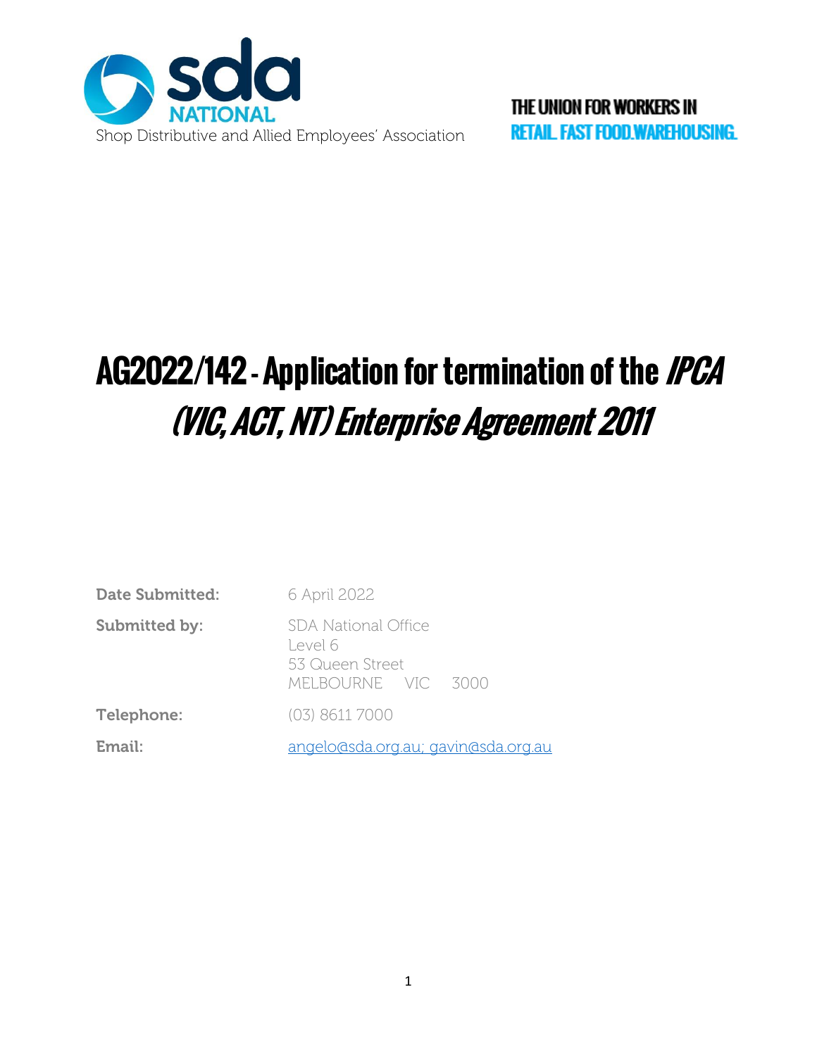sda NATIONAL

Shop Distributive and Allied Employees' Association

THE UNION FOR WORKERS IN
RETAIL. FAST FOOD. WAREHOUSING.

# AG2022/142 - Application for termination of the *IPCA (VIC, ACT, NT) Enterprise Agreement 2011*

**Date Submitted:** 6 April 2022

**Submitted by:** SDA National Office
Level 6
53 Queen Street
MELBOURNE VIC 3000

**Telephone:** (03) 8611 7000

**Email:** angelo@sda.org.au; gavin@sda.org.au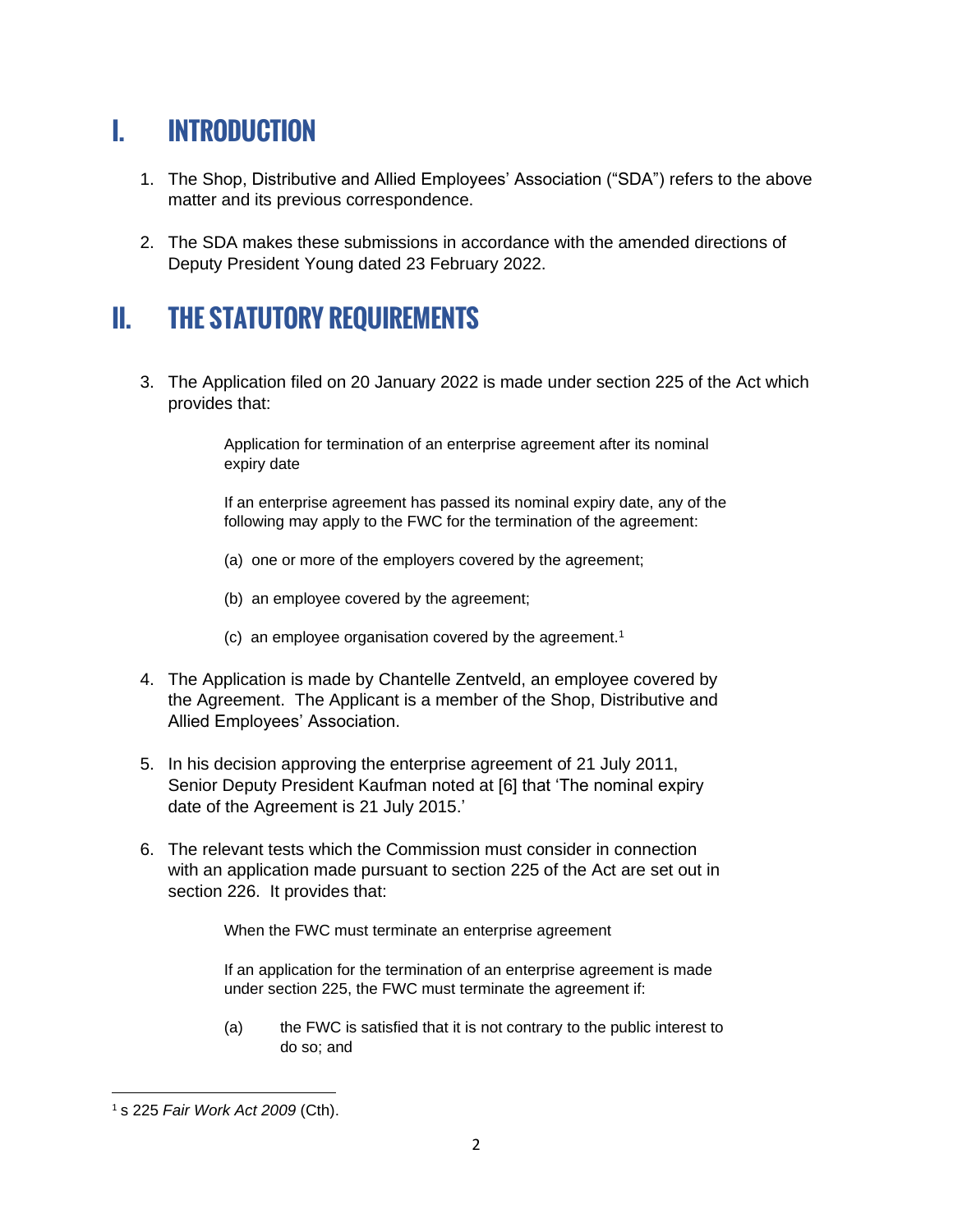# I. INTRODUCTION

1. The Shop, Distributive and Allied Employees' Association ("SDA") refers to the above matter and its previous correspondence.

2. The SDA makes these submissions in accordance with the amended directions of Deputy President Young dated 23 February 2022.

# II. THE STATUTORY REQUIREMENTS

3. The Application filed on 20 January 2022 is made under section 225 of the Act which provides that:

   > Application for termination of an enterprise agreement after its nominal expiry date
   >
   > If an enterprise agreement has passed its nominal expiry date, any of the following may apply to the FWC for the termination of the agreement:
   >
   > (a) one or more of the employers covered by the agreement;
   >
   > (b) an employee covered by the agreement;
   >
   > (c) an employee organisation covered by the agreement.[1]

4. The Application is made by Chantelle Zentveld, an employee covered by the Agreement. The Applicant is a member of the Shop, Distributive and Allied Employees' Association.

5. In his decision approving the enterprise agreement of 21 July 2011, Senior Deputy President Kaufman noted at [6] that 'The nominal expiry date of the Agreement is 21 July 2015.'

6. The relevant tests which the Commission must consider in connection with an application made pursuant to section 225 of the Act are set out in section 226. It provides that:

   > When the FWC must terminate an enterprise agreement
   >
   > If an application for the termination of an enterprise agreement is made under section 225, the FWC must terminate the agreement if:
   >
   > (a) the FWC is satisfied that it is not contrary to the public interest to do so; and

---

[1] s 225 *Fair Work Act 2009* (Cth).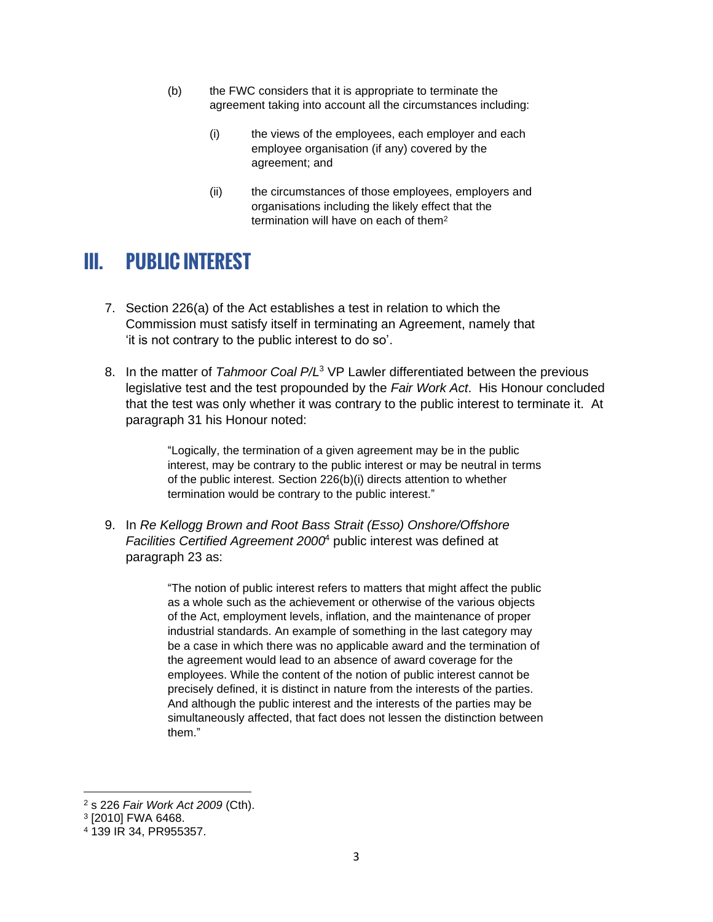(b) the FWC considers that it is appropriate to terminate the agreement taking into account all the circumstances including:

    (i) the views of the employees, each employer and each employee organisation (if any) covered by the agreement; and

    (ii) the circumstances of those employees, employers and organisations including the likely effect that the termination will have on each of them[2]

# III. PUBLIC INTEREST

7. Section 226(a) of the Act establishes a test in relation to which the Commission must satisfy itself in terminating an Agreement, namely that 'it is not contrary to the public interest to do so'.

8. In the matter of *Tahmoor Coal P/L*[3] VP Lawler differentiated between the previous legislative test and the test propounded by the *Fair Work Act*. His Honour concluded that the test was only whether it was contrary to the public interest to terminate it. At paragraph 31 his Honour noted:

> "Logically, the termination of a given agreement may be in the public interest, may be contrary to the public interest or may be neutral in terms of the public interest. Section 226(b)(i) directs attention to whether termination would be contrary to the public interest."

9. In *Re Kellogg Brown and Root Bass Strait (Esso) Onshore/Offshore Facilities Certified Agreement 2000*[4] public interest was defined at paragraph 23 as:

> "The notion of public interest refers to matters that might affect the public as a whole such as the achievement or otherwise of the various objects of the Act, employment levels, inflation, and the maintenance of proper industrial standards. An example of something in the last category may be a case in which there was no applicable award and the termination of the agreement would lead to an absence of award coverage for the employees. While the content of the notion of public interest cannot be precisely defined, it is distinct in nature from the interests of the parties. And although the public interest and the interests of the parties may be simultaneously affected, that fact does not lessen the distinction between them."

---

[2] s 226 *Fair Work Act 2009* (Cth).

[3] [2010] FWA 6468.

[4] 139 IR 34, PR955357.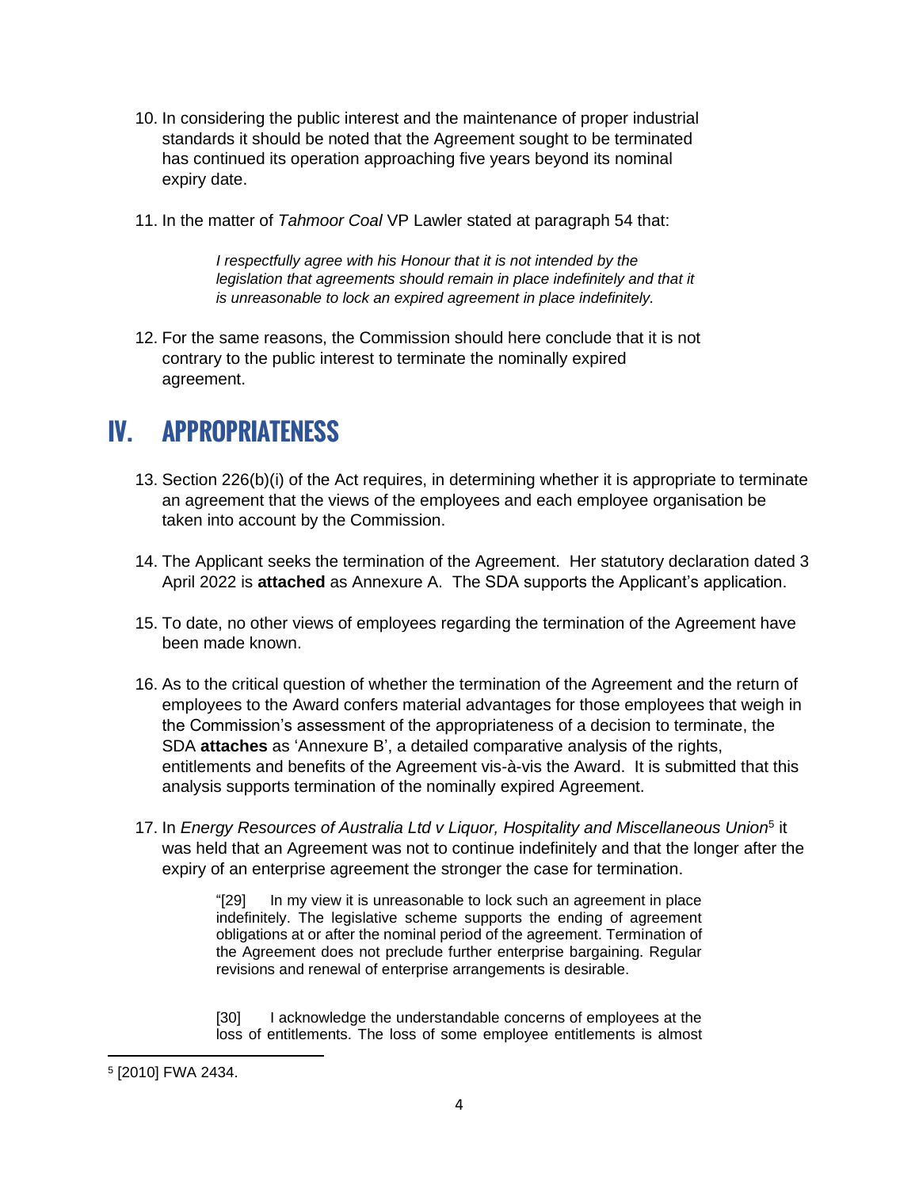10. In considering the public interest and the maintenance of proper industrial standards it should be noted that the Agreement sought to be terminated has continued its operation approaching five years beyond its nominal expiry date.

11. In the matter of *Tahmoor Coal* VP Lawler stated at paragraph 54 that:

> *I respectfully agree with his Honour that it is not intended by the legislation that agreements should remain in place indefinitely and that it is unreasonable to lock an expired agreement in place indefinitely.*

12. For the same reasons, the Commission should here conclude that it is not contrary to the public interest to terminate the nominally expired agreement.

# IV. APPROPRIATENESS

13. Section 226(b)(i) of the Act requires, in determining whether it is appropriate to terminate an agreement that the views of the employees and each employee organisation be taken into account by the Commission.

14. The Applicant seeks the termination of the Agreement. Her statutory declaration dated 3 April 2022 is **attached** as Annexure A. The SDA supports the Applicant's application.

15. To date, no other views of employees regarding the termination of the Agreement have been made known.

16. As to the critical question of whether the termination of the Agreement and the return of employees to the Award confers material advantages for those employees that weigh in the Commission's assessment of the appropriateness of a decision to terminate, the SDA **attaches** as 'Annexure B', a detailed comparative analysis of the rights, entitlements and benefits of the Agreement vis-à-vis the Award. It is submitted that this analysis supports termination of the nominally expired Agreement.

17. In *Energy Resources of Australia Ltd v Liquor, Hospitality and Miscellaneous Union*[5] it was held that an Agreement was not to continue indefinitely and that the longer after the expiry of an enterprise agreement the stronger the case for termination.

> "[29] In my view it is unreasonable to lock such an agreement in place indefinitely. The legislative scheme supports the ending of agreement obligations at or after the nominal period of the agreement. Termination of the Agreement does not preclude further enterprise bargaining. Regular revisions and renewal of enterprise arrangements is desirable.
>
> [30] I acknowledge the understandable concerns of employees at the loss of entitlements. The loss of some employee entitlements is almost

[5] [2010] FWA 2434.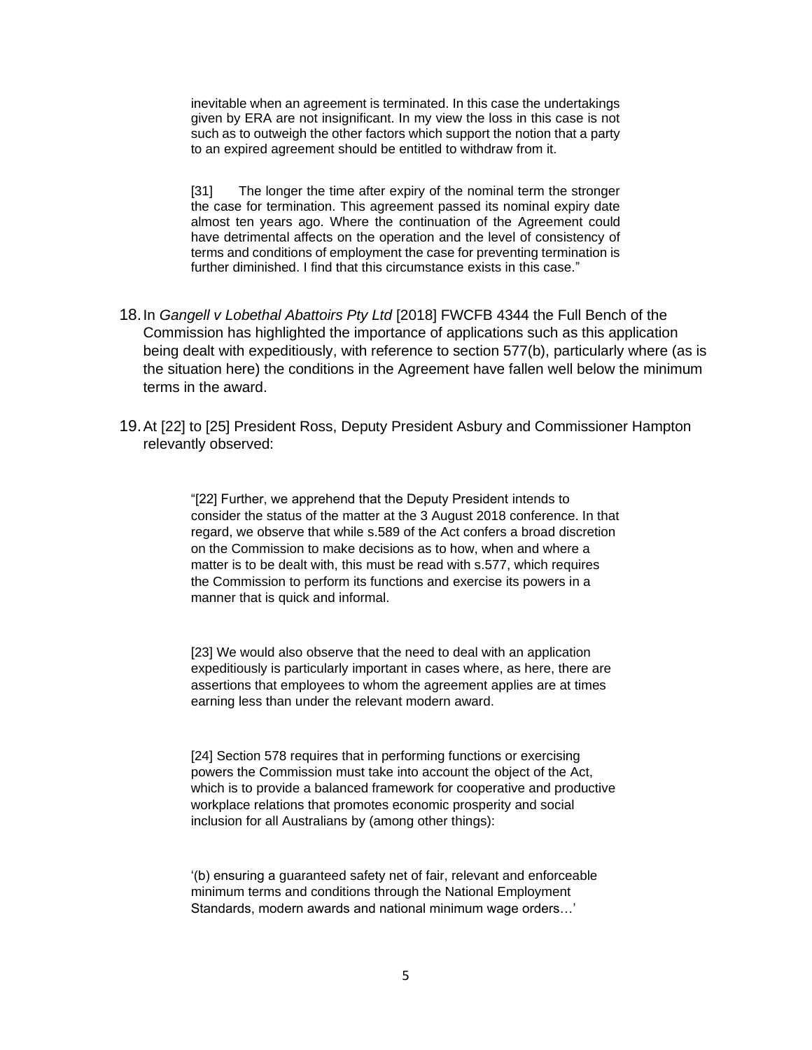> inevitable when an agreement is terminated. In this case the undertakings given by ERA are not insignificant. In my view the loss in this case is not such as to outweigh the other factors which support the notion that a party to an expired agreement should be entitled to withdraw from it.
>
> [31] The longer the time after expiry of the nominal term the stronger the case for termination. This agreement passed its nominal expiry date almost ten years ago. Where the continuation of the Agreement could have detrimental affects on the operation and the level of consistency of terms and conditions of employment the case for preventing termination is further diminished. I find that this circumstance exists in this case."

18. In *Gangell v Lobethal Abattoirs Pty Ltd* [2018] FWCFB 4344 the Full Bench of the Commission has highlighted the importance of applications such as this application being dealt with expeditiously, with reference to section 577(b), particularly where (as is the situation here) the conditions in the Agreement have fallen well below the minimum terms in the award.

19. At [22] to [25] President Ross, Deputy President Asbury and Commissioner Hampton relevantly observed:

> "[22] Further, we apprehend that the Deputy President intends to consider the status of the matter at the 3 August 2018 conference. In that regard, we observe that while s.589 of the Act confers a broad discretion on the Commission to make decisions as to how, when and where a matter is to be dealt with, this must be read with s.577, which requires the Commission to perform its functions and exercise its powers in a manner that is quick and informal.
>
> [23] We would also observe that the need to deal with an application expeditiously is particularly important in cases where, as here, there are assertions that employees to whom the agreement applies are at times earning less than under the relevant modern award.
>
> [24] Section 578 requires that in performing functions or exercising powers the Commission must take into account the object of the Act, which is to provide a balanced framework for cooperative and productive workplace relations that promotes economic prosperity and social inclusion for all Australians by (among other things):
>
> '(b) ensuring a guaranteed safety net of fair, relevant and enforceable minimum terms and conditions through the National Employment Standards, modern awards and national minimum wage orders…'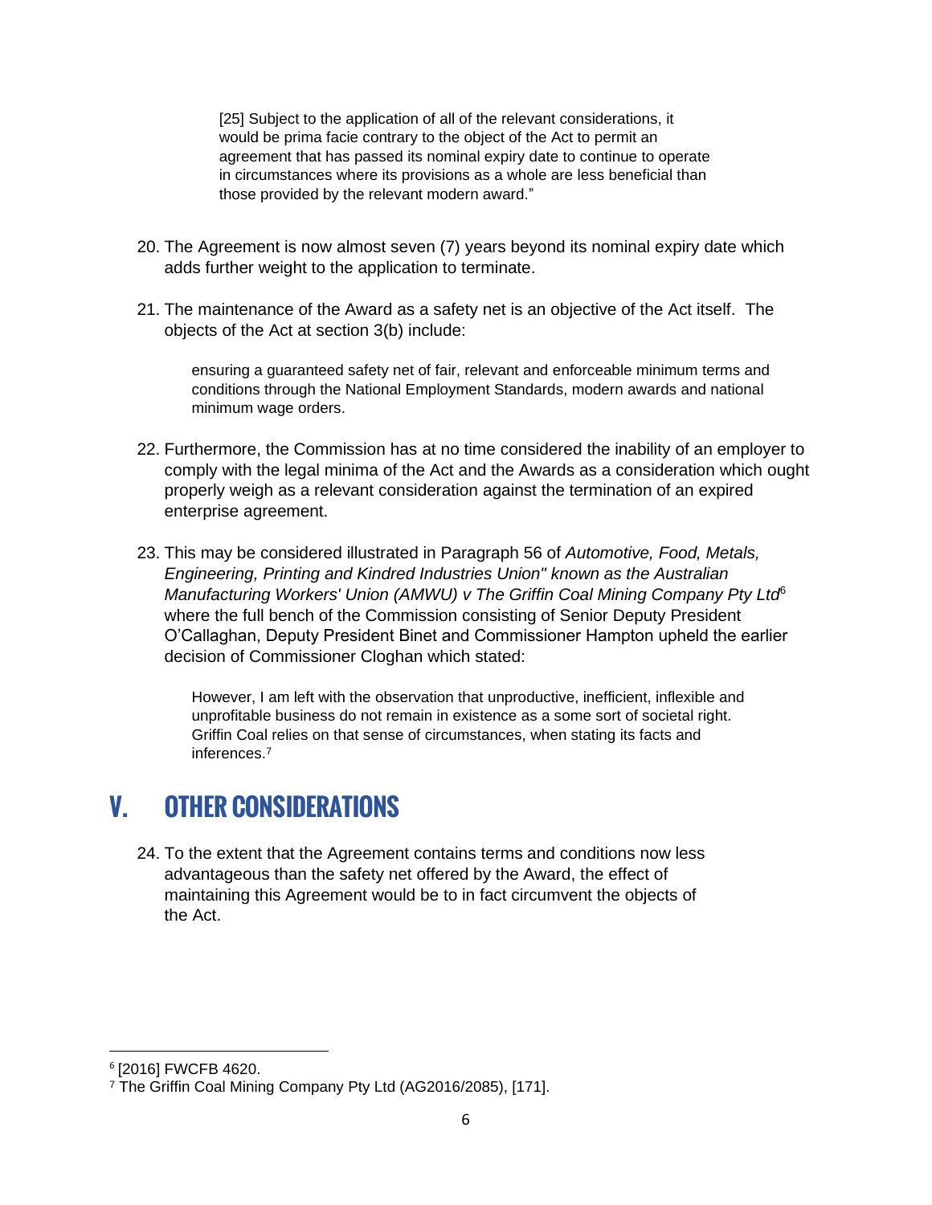> [25] Subject to the application of all of the relevant considerations, it would be prima facie contrary to the object of the Act to permit an agreement that has passed its nominal expiry date to continue to operate in circumstances where its provisions as a whole are less beneficial than those provided by the relevant modern award."

20. The Agreement is now almost seven (7) years beyond its nominal expiry date which adds further weight to the application to terminate.

21. The maintenance of the Award as a safety net is an objective of the Act itself. The objects of the Act at section 3(b) include:

> ensuring a guaranteed safety net of fair, relevant and enforceable minimum terms and conditions through the National Employment Standards, modern awards and national minimum wage orders.

22. Furthermore, the Commission has at no time considered the inability of an employer to comply with the legal minima of the Act and the Awards as a consideration which ought properly weigh as a relevant consideration against the termination of an expired enterprise agreement.

23. This may be considered illustrated in Paragraph 56 of *Automotive, Food, Metals, Engineering, Printing and Kindred Industries Union" known as the Australian Manufacturing Workers' Union (AMWU) v The Griffin Coal Mining Company Pty Ltd*[6] where the full bench of the Commission consisting of Senior Deputy President O'Callaghan, Deputy President Binet and Commissioner Hampton upheld the earlier decision of Commissioner Cloghan which stated:

> However, I am left with the observation that unproductive, inefficient, inflexible and unprofitable business do not remain in existence as a some sort of societal right. Griffin Coal relies on that sense of circumstances, when stating its facts and inferences.[7]

## V. OTHER CONSIDERATIONS

24. To the extent that the Agreement contains terms and conditions now less advantageous than the safety net offered by the Award, the effect of maintaining this Agreement would be to in fact circumvent the objects of the Act.

---

[6] [2016] FWCFB 4620.

[7] The Griffin Coal Mining Company Pty Ltd (AG2016/2085), [171].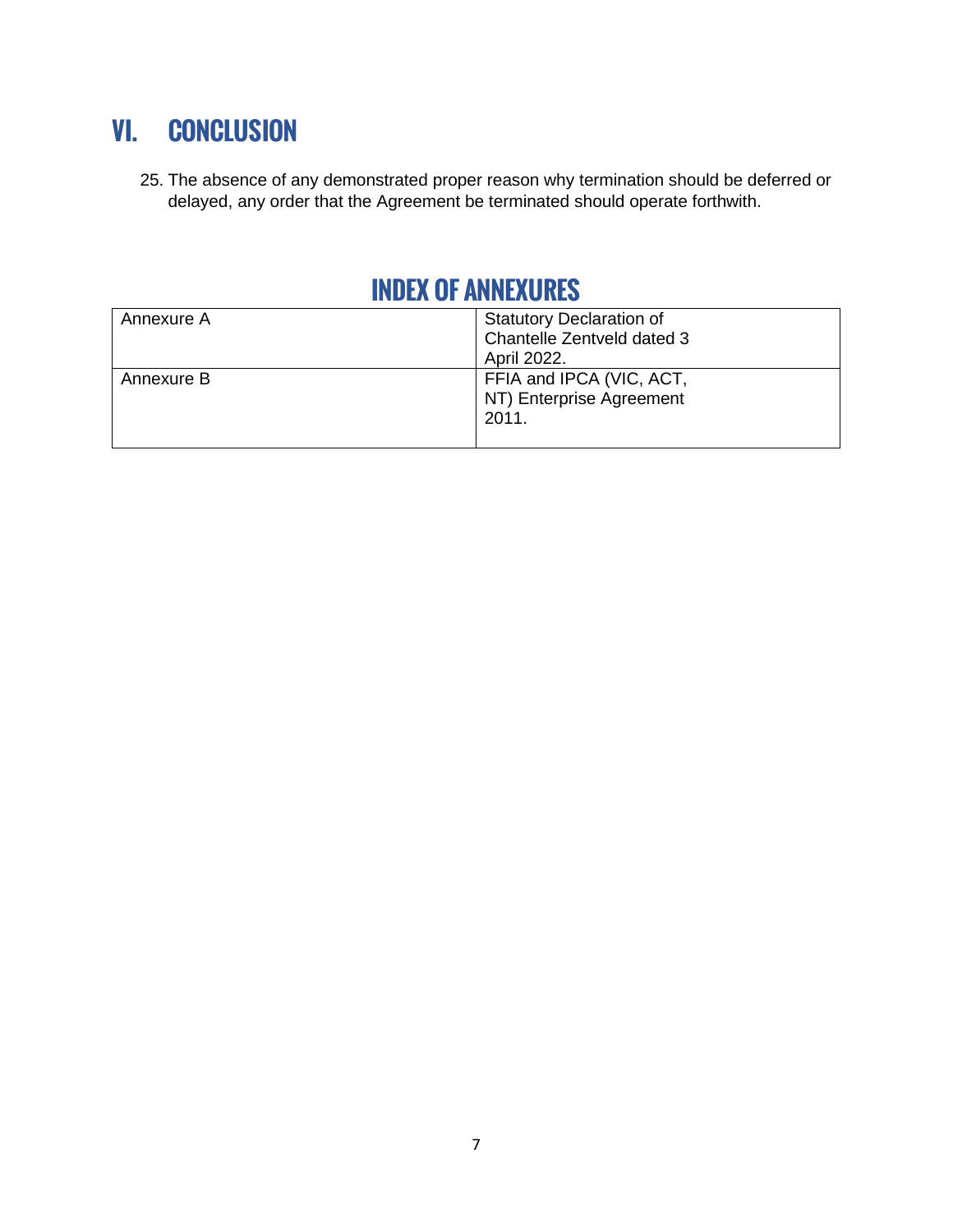# VI. CONCLUSION

25. The absence of any demonstrated proper reason why termination should be deferred or delayed, any order that the Agreement be terminated should operate forthwith.

## INDEX OF ANNEXURES

| | |
|---|---|
| Annexure A | Statutory Declaration of Chantelle Zentveld dated 3 April 2022. |
| Annexure B | FFIA and IPCA (VIC, ACT, NT) Enterprise Agreement 2011. |